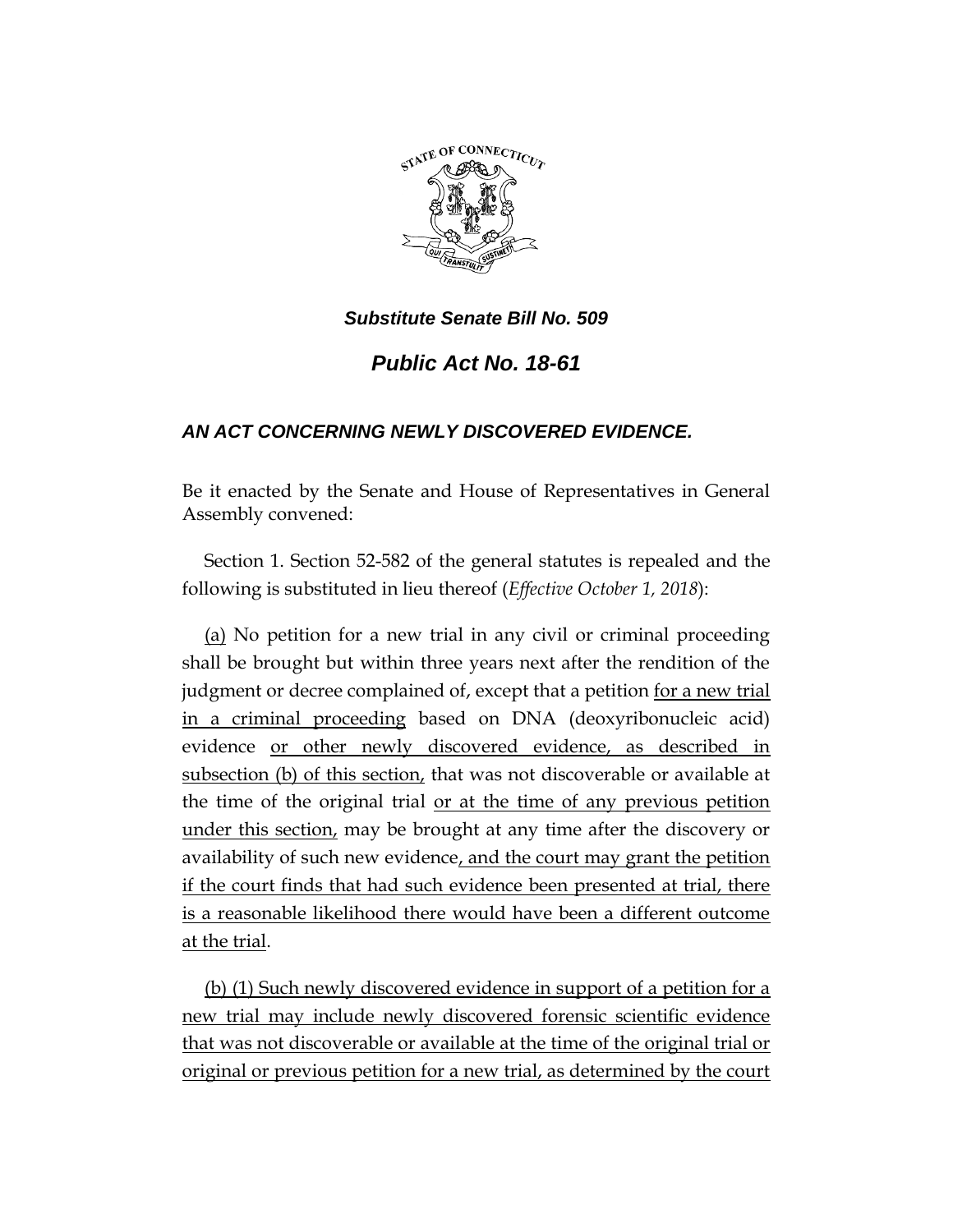***Substitute Senate Bill No. 509***

# ***Public Act No. 18-61***

### ***AN ACT CONCERNING NEWLY DISCOVERED EVIDENCE.***

Be it enacted by the Senate and House of Representatives in General Assembly convened:

Section 1. Section 52-582 of the general statutes is repealed and the following is substituted in lieu thereof (*Effective October 1, 2018*):

<u>(a)</u> No petition for a new trial in any civil or criminal proceeding shall be brought but within three years next after the rendition of the judgment or decree complained of, except that a petition <u>for a new trial in a criminal proceeding</u> based on DNA (deoxyribonucleic acid) evidence <u>or other newly discovered evidence, as described in subsection (b) of this section,</u> that was not discoverable or available at the time of the original trial <u>or at the time of any previous petition under this section,</u> may be brought at any time after the discovery or availability of such new evidence<u>, and the court may grant the petition if the court finds that had such evidence been presented at trial, there is a reasonable likelihood there would have been a different outcome at the trial</u>.

<u>(b) (1) Such newly discovered evidence in support of a petition for a new trial may include newly discovered forensic scientific evidence that was not discoverable or available at the time of the original trial or original or previous petition for a new trial, as determined by the court</u>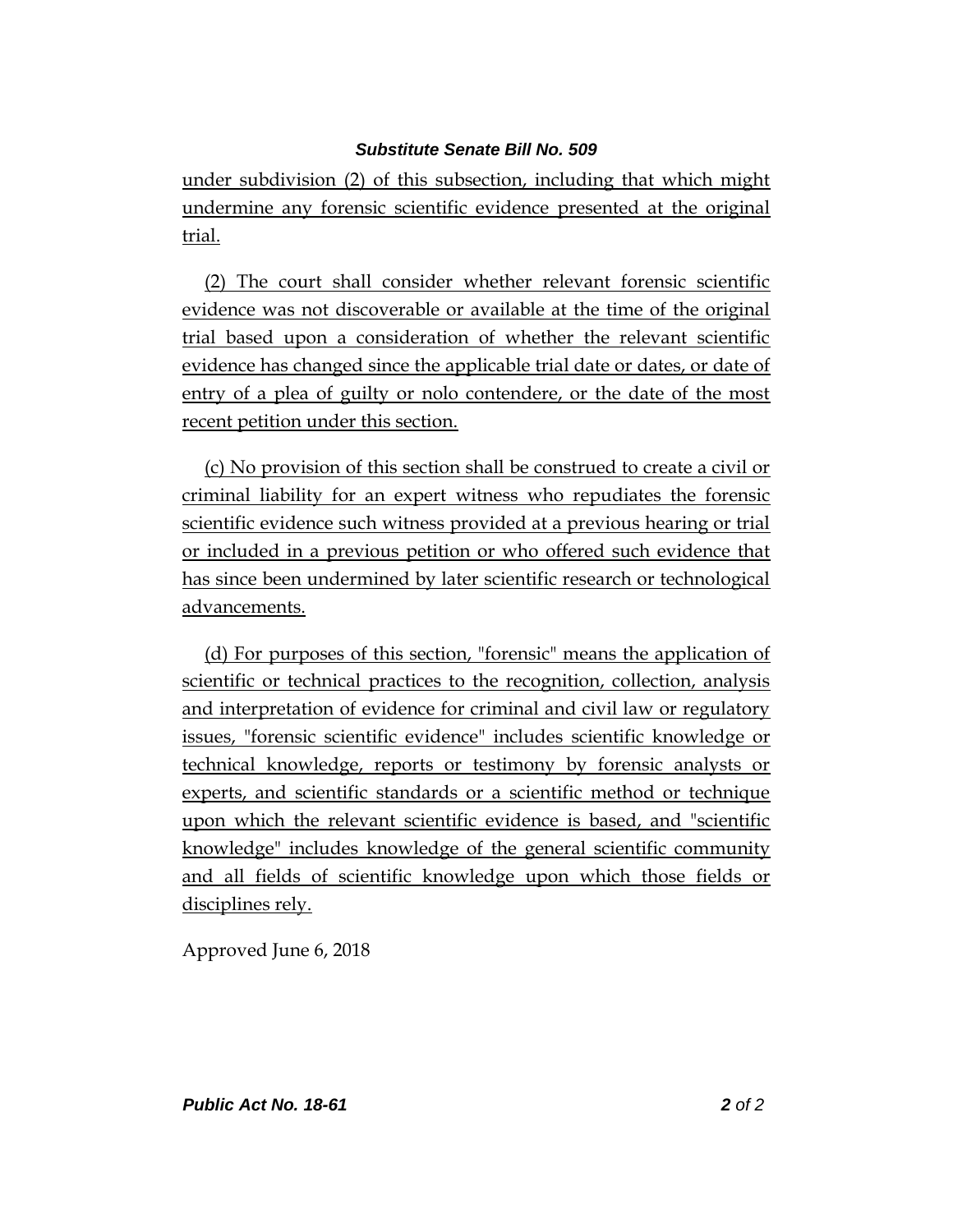under subdivision (2) of this subsection, including that which might undermine any forensic scientific evidence presented at the original trial.

(2) The court shall consider whether relevant forensic scientific evidence was not discoverable or available at the time of the original trial based upon a consideration of whether the relevant scientific evidence has changed since the applicable trial date or dates, or date of entry of a plea of guilty or nolo contendere, or the date of the most recent petition under this section.

(c) No provision of this section shall be construed to create a civil or criminal liability for an expert witness who repudiates the forensic scientific evidence such witness provided at a previous hearing or trial or included in a previous petition or who offered such evidence that has since been undermined by later scientific research or technological advancements.

(d) For purposes of this section, "forensic" means the application of scientific or technical practices to the recognition, collection, analysis and interpretation of evidence for criminal and civil law or regulatory issues, "forensic scientific evidence" includes scientific knowledge or technical knowledge, reports or testimony by forensic analysts or experts, and scientific standards or a scientific method or technique upon which the relevant scientific evidence is based, and "scientific knowledge" includes knowledge of the general scientific community and all fields of scientific knowledge upon which those fields or disciplines rely.

Approved June 6, 2018